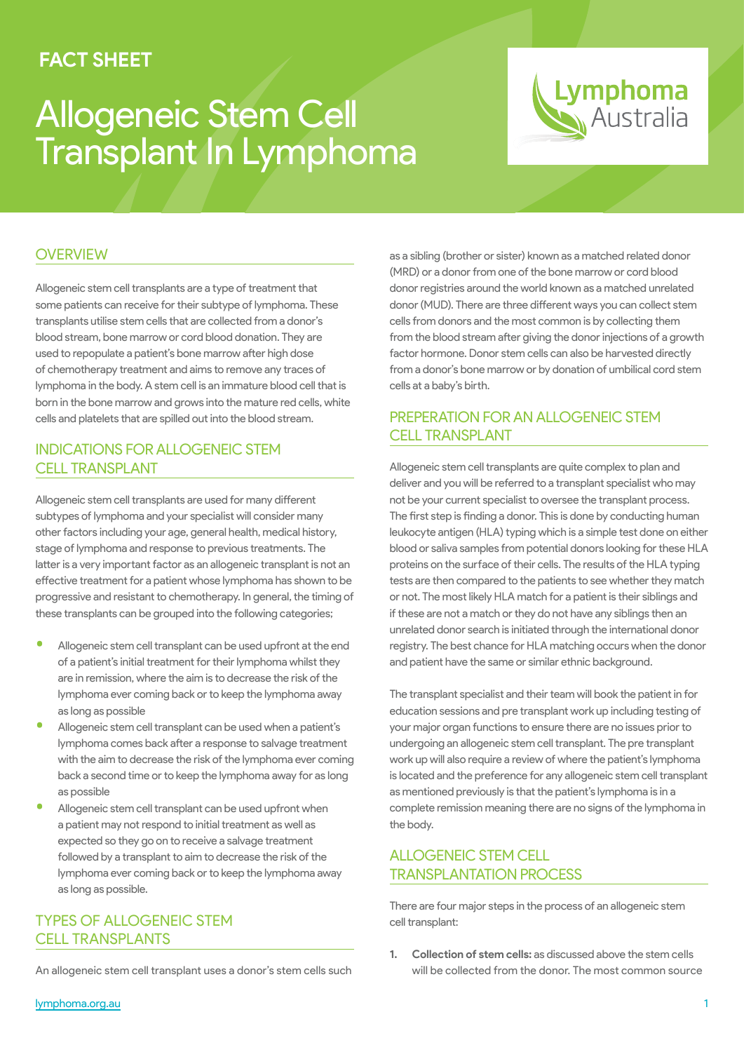FACT SHEET

# Allogeneic Stem Cell Transplant In Lymphoma

## OVERVIEW

Allogeneic stem cell transplants are a type of treatment that some patients can receive for their subtype of lymphoma. These transplants utilise stem cells that are collected from a donor's blood stream, bone marrow or cord blood donation. They are used to repopulate a patient's bone marrow after high dose of chemotherapy treatment and aims to remove any traces of lymphoma in the body. A stem cell is an immature blood cell that is born in the bone marrow and grows into the mature red cells, white cells and platelets that are spilled out into the blood stream.

## INDICATIONS FOR ALLOGENEIC STEM CELL TRANSPLANT

Allogeneic stem cell transplants are used for many different subtypes of lymphoma and your specialist will consider many other factors including your age, general health, medical history, stage of lymphoma and response to previous treatments. The latter is a very important factor as an allogeneic transplant is not an effective treatment for a patient whose lymphoma has shown to be progressive and resistant to chemotherapy. In general, the timing of these transplants can be grouped into the following categories;

- Allogeneic stem cell transplant can be used upfront at the end of a patient's initial treatment for their lymphoma whilst they are in remission, where the aim is to decrease the risk of the lymphoma ever coming back or to keep the lymphoma away as long as possible
- Allogeneic stem cell transplant can be used when a patient's lymphoma comes back after a response to salvage treatment with the aim to decrease the risk of the lymphoma ever coming back a second time or to keep the lymphoma away for as long as possible
- Allogeneic stem cell transplant can be used upfront when a patient may not respond to initial treatment as well as expected so they go on to receive a salvage treatment followed by a transplant to aim to decrease the risk of the lymphoma ever coming back or to keep the lymphoma away as long as possible.

## TYPES OF ALLOGENEIC STEM CELL TRANSPLANTS

An allogeneic stem cell transplant uses a donor's stem cells such as a sibling (brother or sister) known as a matched related donor (MRD) or a donor from one of the bone marrow or cord blood donor registries around the world known as a matched unrelated donor (MUD). There are three different ways you can collect stem cells from donors and the most common is by collecting them from the blood stream after giving the donor injections of a growth factor hormone. Donor stem cells can also be harvested directly from a donor's bone marrow or by donation of umbilical cord stem cells at a baby's birth.

## PREPERATION FOR AN ALLOGENEIC STEM CELL TRANSPLANT

Allogeneic stem cell transplants are quite complex to plan and deliver and you will be referred to a transplant specialist who may not be your current specialist to oversee the transplant process. The first step is finding a donor. This is done by conducting human leukocyte antigen (HLA) typing which is a simple test done on either blood or saliva samples from potential donors looking for these HLA proteins on the surface of their cells. The results of the HLA typing tests are then compared to the patients to see whether they match or not. The most likely HLA match for a patient is their siblings and if these are not a match or they do not have any siblings then an unrelated donor search is initiated through the international donor registry. The best chance for HLA matching occurs when the donor and patient have the same or similar ethnic background.

The transplant specialist and their team will book the patient in for education sessions and pre transplant work up including testing of your major organ functions to ensure there are no issues prior to undergoing an allogeneic stem cell transplant. The pre transplant work up will also require a review of where the patient's lymphoma is located and the preference for any allogeneic stem cell transplant as mentioned previously is that the patient's lymphoma is in a complete remission meaning there are no signs of the lymphoma in the body.

## ALLOGENEIC STEM CELL TRANSPLANTATION PROCESS

There are four major steps in the process of an allogeneic stem cell transplant:

1. **Collection of stem cells:** as discussed above the stem cells will be collected from the donor. The most common source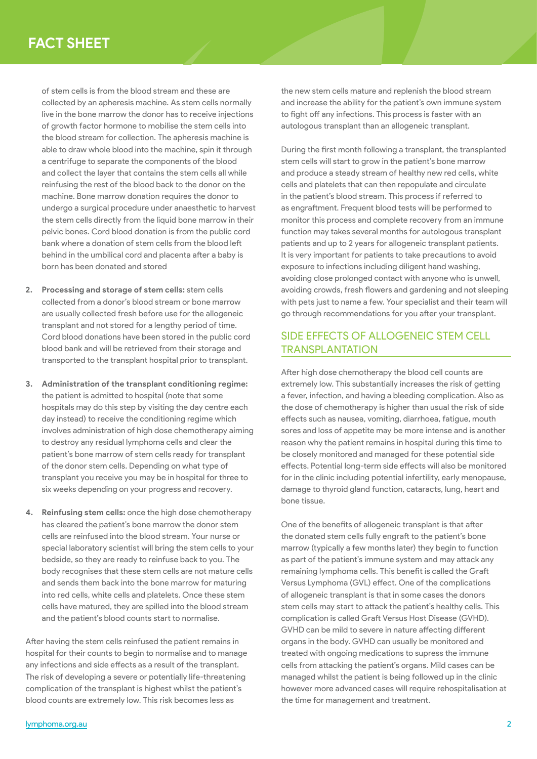of stem cells is from the blood stream and these are collected by an apheresis machine. As stem cells normally live in the bone marrow the donor has to receive injections of growth factor hormone to mobilise the stem cells into the blood stream for collection. The apheresis machine is able to draw whole blood into the machine, spin it through a centrifuge to separate the components of the blood and collect the layer that contains the stem cells all while reinfusing the rest of the blood back to the donor on the machine. Bone marrow donation requires the donor to undergo a surgical procedure under anaesthetic to harvest the stem cells directly from the liquid bone marrow in their pelvic bones. Cord blood donation is from the public cord bank where a donation of stem cells from the blood left behind in the umbilical cord and placenta after a baby is born has been donated and stored

2. **Processing and storage of stem cells:** stem cells collected from a donor's blood stream or bone marrow are usually collected fresh before use for the allogeneic transplant and not stored for a lengthy period of time. Cord blood donations have been stored in the public cord blood bank and will be retrieved from their storage and transported to the transplant hospital prior to transplant.

3. **Administration of the transplant conditioning regime:** the patient is admitted to hospital (note that some hospitals may do this step by visiting the day centre each day instead) to receive the conditioning regime which involves administration of high dose chemotherapy aiming to destroy any residual lymphoma cells and clear the patient's bone marrow of stem cells ready for transplant of the donor stem cells. Depending on what type of transplant you receive you may be in hospital for three to six weeks depending on your progress and recovery.

4. **Reinfusing stem cells:** once the high dose chemotherapy has cleared the patient's bone marrow the donor stem cells are reinfused into the blood stream. Your nurse or special laboratory scientist will bring the stem cells to your bedside, so they are ready to reinfuse back to you. The body recognises that these stem cells are not mature cells and sends them back into the bone marrow for maturing into red cells, white cells and platelets. Once these stem cells have matured, they are spilled into the blood stream and the patient's blood counts start to normalise.

After having the stem cells reinfused the patient remains in hospital for their counts to begin to normalise and to manage any infections and side effects as a result of the transplant. The risk of developing a severe or potentially life-threatening complication of the transplant is highest whilst the patient's blood counts are extremely low. This risk becomes less as the new stem cells mature and replenish the blood stream and increase the ability for the patient's own immune system to fight off any infections. This process is faster with an autologous transplant than an allogeneic transplant.

During the first month following a transplant, the transplanted stem cells will start to grow in the patient's bone marrow and produce a steady stream of healthy new red cells, white cells and platelets that can then repopulate and circulate in the patient's blood stream. This process if referred to as engraftment. Frequent blood tests will be performed to monitor this process and complete recovery from an immune function may takes several months for autologous transplant patients and up to 2 years for allogeneic transplant patients. It is very important for patients to take precautions to avoid exposure to infections including diligent hand washing, avoiding close prolonged contact with anyone who is unwell, avoiding crowds, fresh flowers and gardening and not sleeping with pets just to name a few. Your specialist and their team will go through recommendations for you after your transplant.

## SIDE EFFECTS OF ALLOGENEIC STEM CELL TRANSPLANTATION

After high dose chemotherapy the blood cell counts are extremely low. This substantially increases the risk of getting a fever, infection, and having a bleeding complication. Also as the dose of chemotherapy is higher than usual the risk of side effects such as nausea, vomiting, diarrhoea, fatigue, mouth sores and loss of appetite may be more intense and is another reason why the patient remains in hospital during this time to be closely monitored and managed for these potential side effects. Potential long-term side effects will also be monitored for in the clinic including potential infertility, early menopause, damage to thyroid gland function, cataracts, lung, heart and bone tissue.

One of the benefits of allogeneic transplant is that after the donated stem cells fully engraft to the patient's bone marrow (typically a few months later) they begin to function as part of the patient's immune system and may attack any remaining lymphoma cells. This benefit is called the Graft Versus Lymphoma (GVL) effect. One of the complications of allogeneic transplant is that in some cases the donors stem cells may start to attack the patient's healthy cells. This complication is called Graft Versus Host Disease (GVHD). GVHD can be mild to severe in nature affecting different organs in the body. GVHD can usually be monitored and treated with ongoing medications to supress the immune cells from attacking the patient's organs. Mild cases can be managed whilst the patient is being followed up in the clinic however more advanced cases will require rehospitalisation at the time for management and treatment.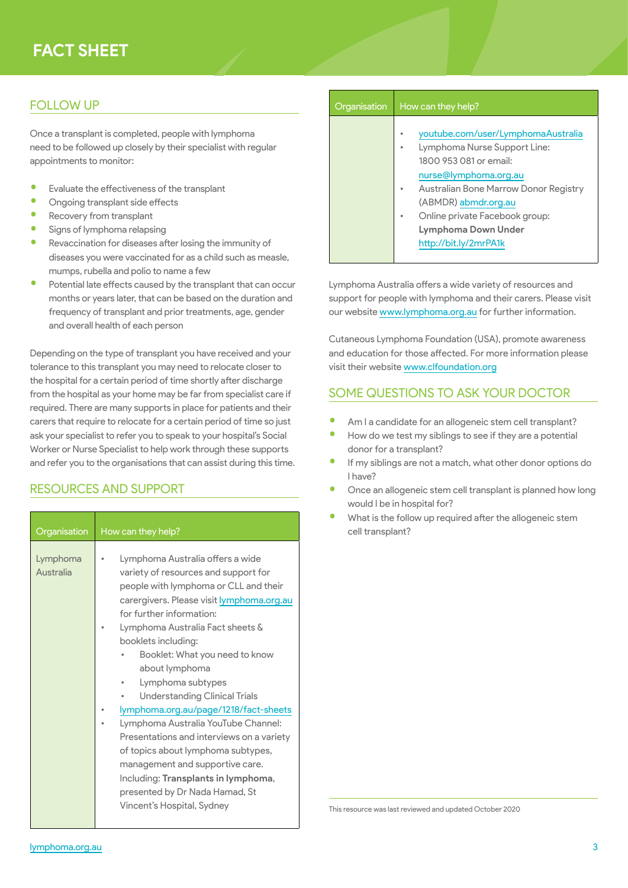# FACT SHEET

## FOLLOW UP

Once a transplant is completed, people with lymphoma need to be followed up closely by their specialist with regular appointments to monitor:

- Evaluate the effectiveness of the transplant
- Ongoing transplant side effects
- Recovery from transplant
- Signs of lymphoma relapsing
- Revaccination for diseases after losing the immunity of diseases you were vaccinated for as a child such as measle, mumps, rubella and polio to name a few
- Potential late effects caused by the transplant that can occur months or years later, that can be based on the duration and frequency of transplant and prior treatments, age, gender and overall health of each person

Depending on the type of transplant you have received and your tolerance to this transplant you may need to relocate closer to the hospital for a certain period of time shortly after discharge from the hospital as your home may be far from specialist care if required. There are many supports in place for patients and their carers that require to relocate for a certain period of time so just ask your specialist to refer you to speak to your hospital's Social Worker or Nurse Specialist to help work through these supports and refer you to the organisations that can assist during this time.

## RESOURCES AND SUPPORT

| Organisation | How can they help? |
|---|---|
| Lymphoma Australia | • Lymphoma Australia offers a wide variety of resources and support for people with lymphoma or CLL and their caregivers. Please visit lymphoma.org.au for further information:<br>• Lymphoma Australia Fact sheets & booklets including:<br>  ◦ Booklet: What you need to know about lymphoma<br>  ◦ Lymphoma subtypes<br>  ◦ Understanding Clinical Trials<br>• lymphoma.org.au/page/1218/fact-sheets<br>• Lymphoma Australia YouTube Channel: Presentations and interviews on a variety of topics about lymphoma subtypes, management and supportive care. Including: **Transplants in lymphoma**, presented by Dr Nada Hamad, St Vincent's Hospital, Sydney<br>• youtube.com/user/LymphomaAustralia<br>• Lymphoma Nurse Support Line: 1800 953 081 or email: nurse@lymphoma.org.au<br>• Australian Bone Marrow Donor Registry (ABMDR) abmdr.org.au<br>• Online private Facebook group: **Lymphoma Down Under** http://bit.ly/2mrPA1k |

Lymphoma Australia offers a wide variety of resources and support for people with lymphoma and their carers. Please visit our website www.lymphoma.org.au for further information.

Cutaneous Lymphoma Foundation (USA), promote awareness and education for those affected. For more information please visit their website www.clfoundation.org

## SOME QUESTIONS TO ASK YOUR DOCTOR

- Am I a candidate for an allogeneic stem cell transplant?
- How do we test my siblings to see if they are a potential donor for a transplant?
- If my siblings are not a match, what other donor options do I have?
- Once an allogeneic stem cell transplant is planned how long would I be in hospital for?
- What is the follow up required after the allogeneic stem cell transplant?

This resource was last reviewed and updated October 2020